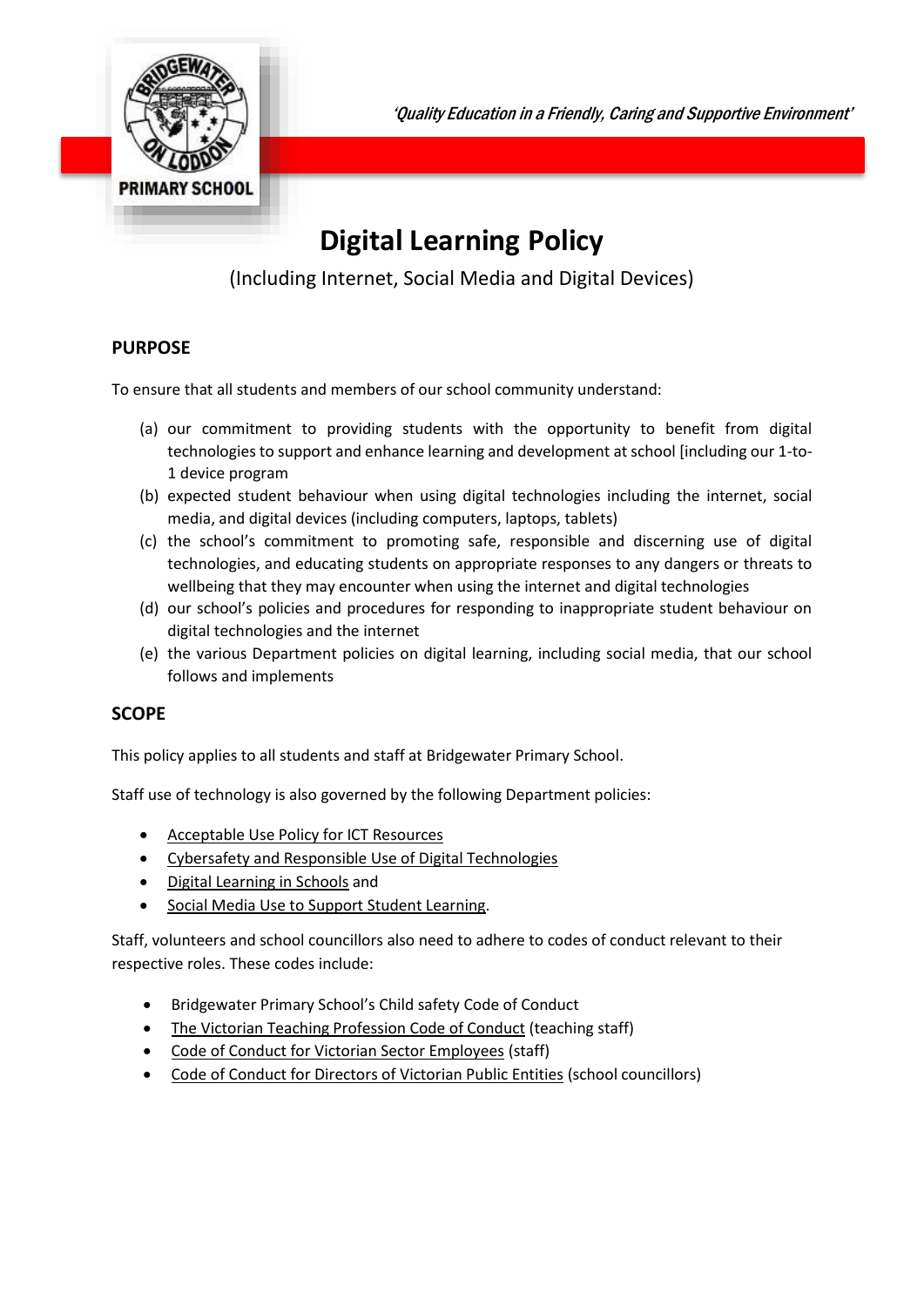*'Quality Education in a Friendly, Caring and Supportive Environment'*

# Digital Learning Policy

(Including Internet, Social Media and Digital Devices)

## PURPOSE

To ensure that all students and members of our school community understand:

(a) our commitment to providing students with the opportunity to benefit from digital technologies to support and enhance learning and development at school [including our 1-to-1 device program

(b) expected student behaviour when using digital technologies including the internet, social media, and digital devices (including computers, laptops, tablets)

(c) the school's commitment to promoting safe, responsible and discerning use of digital technologies, and educating students on appropriate responses to any dangers or threats to wellbeing that they may encounter when using the internet and digital technologies

(d) our school's policies and procedures for responding to inappropriate student behaviour on digital technologies and the internet

(e) the various Department policies on digital learning, including social media, that our school follows and implements

## SCOPE

This policy applies to all students and staff at Bridgewater Primary School.

Staff use of technology is also governed by the following Department policies:

- Acceptable Use Policy for ICT Resources
- Cybersafety and Responsible Use of Digital Technologies
- Digital Learning in Schools and
- Social Media Use to Support Student Learning.

Staff, volunteers and school councillors also need to adhere to codes of conduct relevant to their respective roles. These codes include:

- Bridgewater Primary School's Child safety Code of Conduct
- The Victorian Teaching Profession Code of Conduct (teaching staff)
- Code of Conduct for Victorian Sector Employees (staff)
- Code of Conduct for Directors of Victorian Public Entities (school councillors)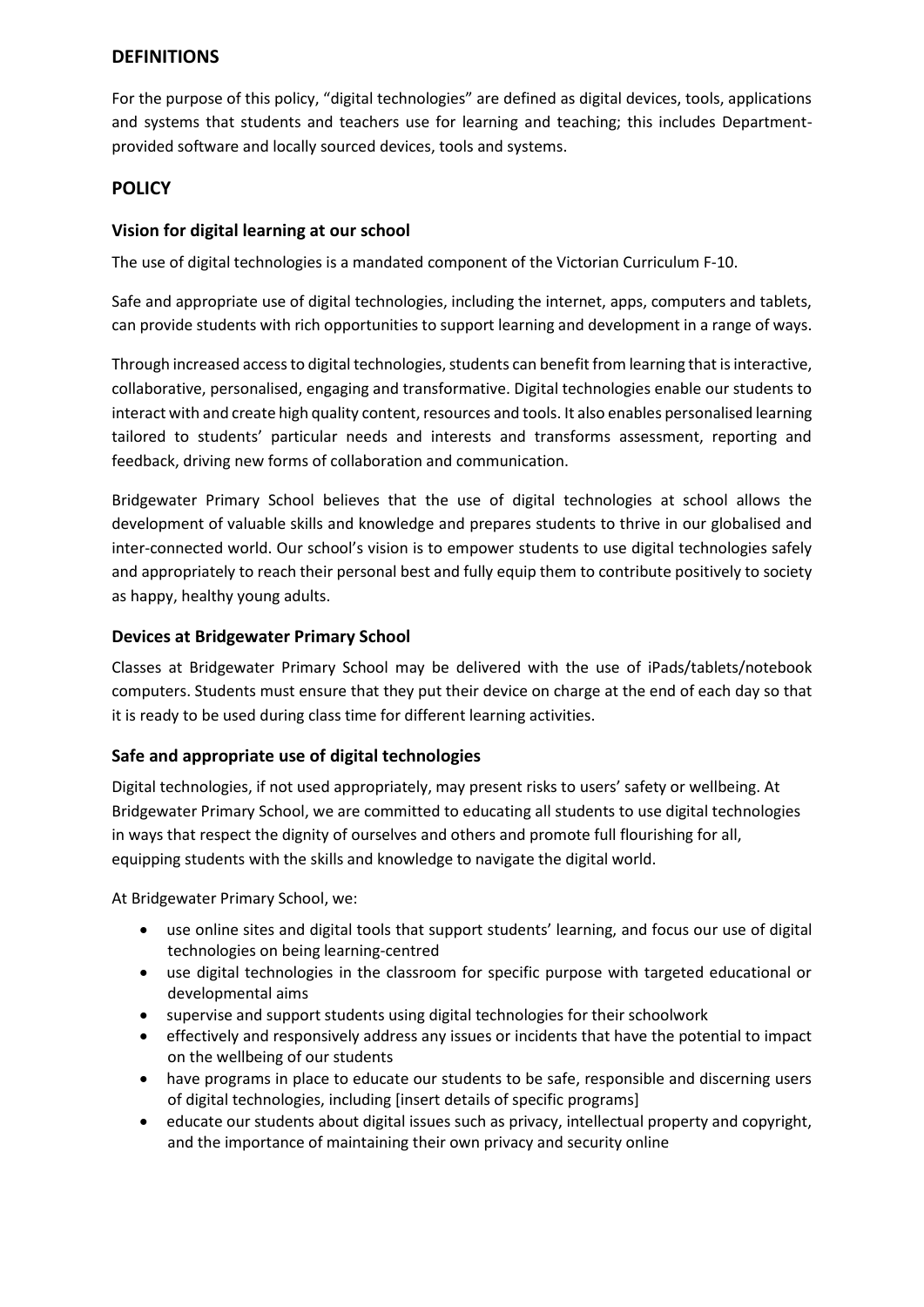## DEFINITIONS

For the purpose of this policy, "digital technologies" are defined as digital devices, tools, applications and systems that students and teachers use for learning and teaching; this includes Department-provided software and locally sourced devices, tools and systems.

## POLICY

### Vision for digital learning at our school

The use of digital technologies is a mandated component of the Victorian Curriculum F-10.

Safe and appropriate use of digital technologies, including the internet, apps, computers and tablets, can provide students with rich opportunities to support learning and development in a range of ways.

Through increased access to digital technologies, students can benefit from learning that is interactive, collaborative, personalised, engaging and transformative. Digital technologies enable our students to interact with and create high quality content, resources and tools. It also enables personalised learning tailored to students' particular needs and interests and transforms assessment, reporting and feedback, driving new forms of collaboration and communication.

Bridgewater Primary School believes that the use of digital technologies at school allows the development of valuable skills and knowledge and prepares students to thrive in our globalised and inter-connected world. Our school's vision is to empower students to use digital technologies safely and appropriately to reach their personal best and fully equip them to contribute positively to society as happy, healthy young adults.

### Devices at Bridgewater Primary School

Classes at Bridgewater Primary School may be delivered with the use of iPads/tablets/notebook computers. Students must ensure that they put their device on charge at the end of each day so that it is ready to be used during class time for different learning activities.

### Safe and appropriate use of digital technologies

Digital technologies, if not used appropriately, may present risks to users' safety or wellbeing. At Bridgewater Primary School, we are committed to educating all students to use digital technologies in ways that respect the dignity of ourselves and others and promote full flourishing for all, equipping students with the skills and knowledge to navigate the digital world.

At Bridgewater Primary School, we:

- use online sites and digital tools that support students' learning, and focus our use of digital technologies on being learning-centred
- use digital technologies in the classroom for specific purpose with targeted educational or developmental aims
- supervise and support students using digital technologies for their schoolwork
- effectively and responsively address any issues or incidents that have the potential to impact on the wellbeing of our students
- have programs in place to educate our students to be safe, responsible and discerning users of digital technologies, including [insert details of specific programs]
- educate our students about digital issues such as privacy, intellectual property and copyright, and the importance of maintaining their own privacy and security online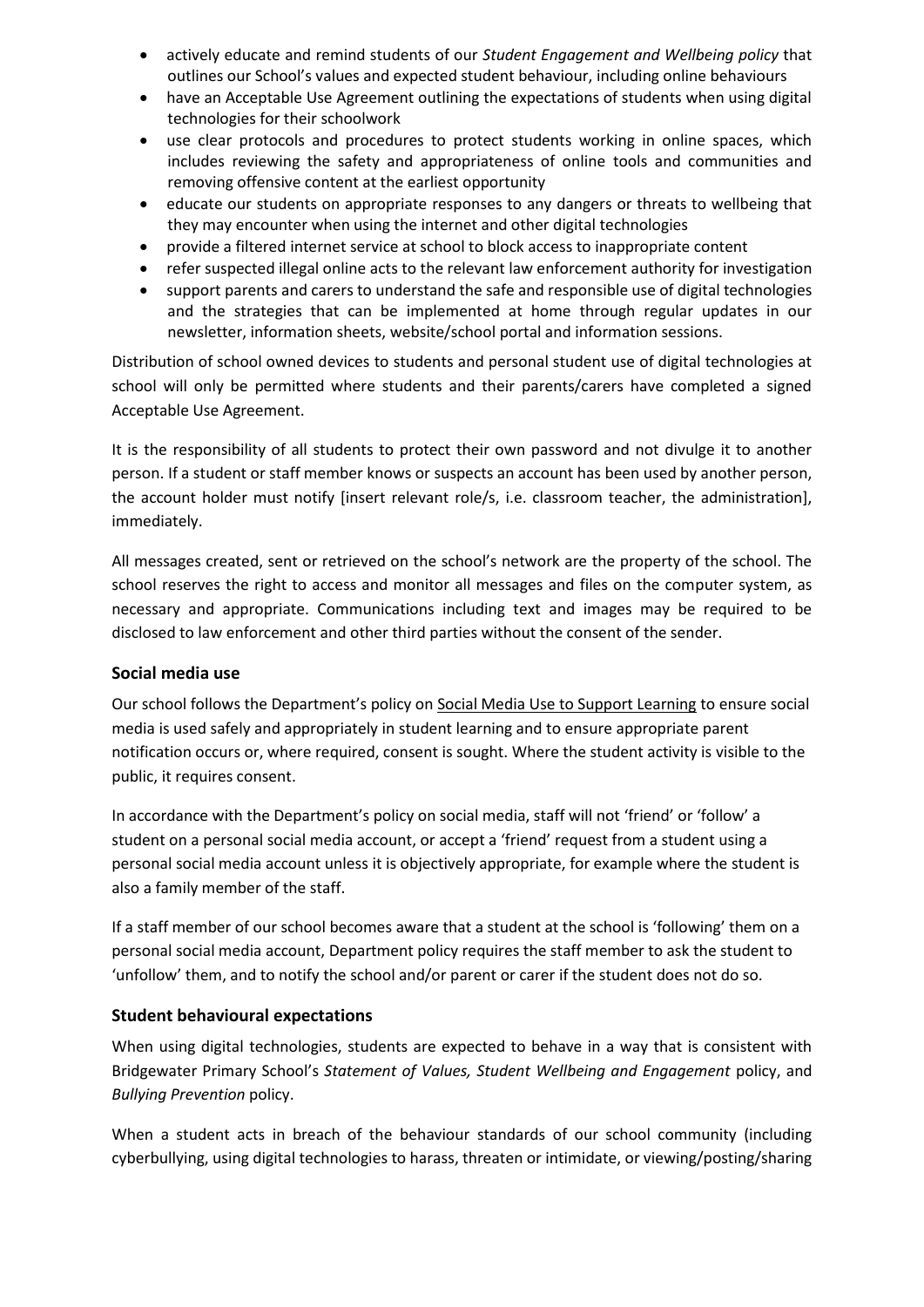- actively educate and remind students of our *Student Engagement and Wellbeing policy* that outlines our School's values and expected student behaviour, including online behaviours
- have an Acceptable Use Agreement outlining the expectations of students when using digital technologies for their schoolwork
- use clear protocols and procedures to protect students working in online spaces, which includes reviewing the safety and appropriateness of online tools and communities and removing offensive content at the earliest opportunity
- educate our students on appropriate responses to any dangers or threats to wellbeing that they may encounter when using the internet and other digital technologies
- provide a filtered internet service at school to block access to inappropriate content
- refer suspected illegal online acts to the relevant law enforcement authority for investigation
- support parents and carers to understand the safe and responsible use of digital technologies and the strategies that can be implemented at home through regular updates in our newsletter, information sheets, website/school portal and information sessions.

Distribution of school owned devices to students and personal student use of digital technologies at school will only be permitted where students and their parents/carers have completed a signed Acceptable Use Agreement.

It is the responsibility of all students to protect their own password and not divulge it to another person. If a student or staff member knows or suspects an account has been used by another person, the account holder must notify [insert relevant role/s, i.e. classroom teacher, the administration], immediately.

All messages created, sent or retrieved on the school's network are the property of the school. The school reserves the right to access and monitor all messages and files on the computer system, as necessary and appropriate. Communications including text and images may be required to be disclosed to law enforcement and other third parties without the consent of the sender.

### Social media use

Our school follows the Department's policy on Social Media Use to Support Learning to ensure social media is used safely and appropriately in student learning and to ensure appropriate parent notification occurs or, where required, consent is sought. Where the student activity is visible to the public, it requires consent.

In accordance with the Department's policy on social media, staff will not 'friend' or 'follow' a student on a personal social media account, or accept a 'friend' request from a student using a personal social media account unless it is objectively appropriate, for example where the student is also a family member of the staff.

If a staff member of our school becomes aware that a student at the school is 'following' them on a personal social media account, Department policy requires the staff member to ask the student to 'unfollow' them, and to notify the school and/or parent or carer if the student does not do so.

### Student behavioural expectations

When using digital technologies, students are expected to behave in a way that is consistent with Bridgewater Primary School's *Statement of Values, Student Wellbeing and Engagement* policy, and *Bullying Prevention* policy.

When a student acts in breach of the behaviour standards of our school community (including cyberbullying, using digital technologies to harass, threaten or intimidate, or viewing/posting/sharing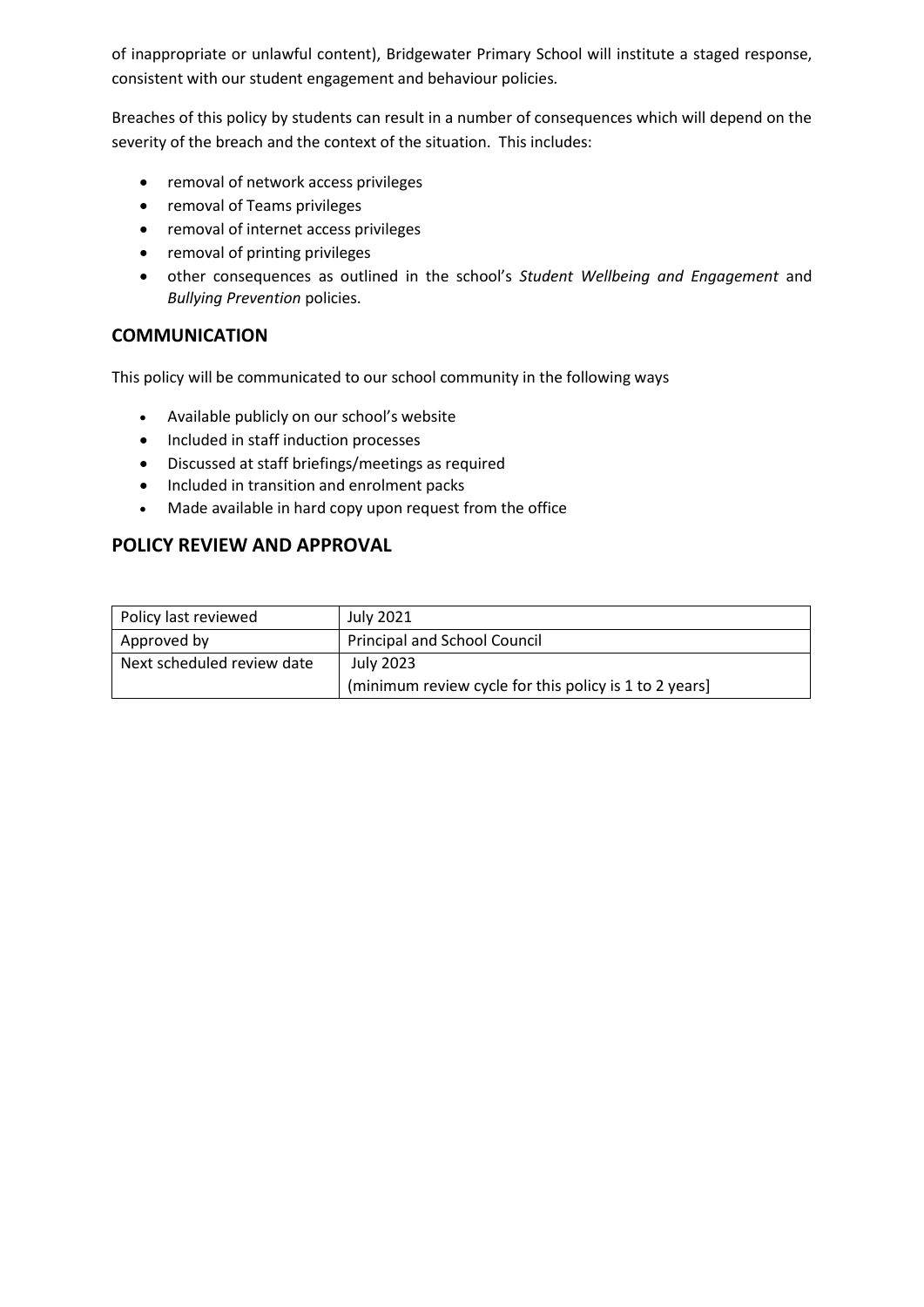of inappropriate or unlawful content), Bridgewater Primary School will institute a staged response, consistent with our student engagement and behaviour policies.

Breaches of this policy by students can result in a number of consequences which will depend on the severity of the breach and the context of the situation. This includes:

- removal of network access privileges
- removal of Teams privileges
- removal of internet access privileges
- removal of printing privileges
- other consequences as outlined in the school's *Student Wellbeing and Engagement* and *Bullying Prevention* policies.

## COMMUNICATION

This policy will be communicated to our school community in the following ways

- Available publicly on our school's website
- Included in staff induction processes
- Discussed at staff briefings/meetings as required
- Included in transition and enrolment packs
- Made available in hard copy upon request from the office

## POLICY REVIEW AND APPROVAL

| Policy last reviewed | July 2021 |
|---|---|
| Approved by | Principal and School Council |
| Next scheduled review date | July 2023<br>(minimum review cycle for this policy is 1 to 2 years] |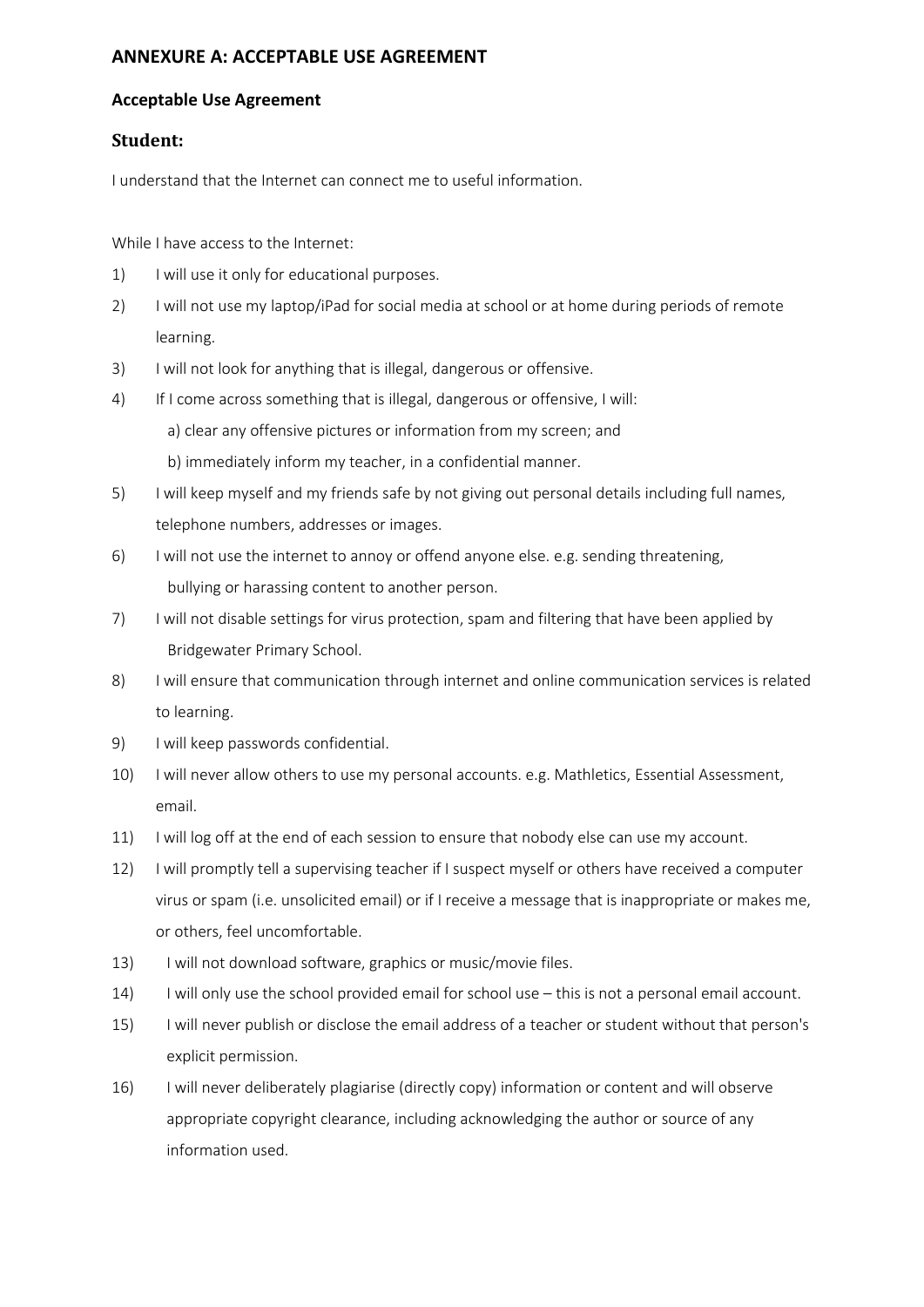## ANNEXURE A: ACCEPTABLE USE AGREEMENT

### Acceptable Use Agreement

### Student:

I understand that the Internet can connect me to useful information.

While I have access to the Internet:

1) I will use it only for educational purposes.
2) I will not use my laptop/iPad for social media at school or at home during periods of remote learning.
3) I will not look for anything that is illegal, dangerous or offensive.
4) If I come across something that is illegal, dangerous or offensive, I will:
   a) clear any offensive pictures or information from my screen; and
   b) immediately inform my teacher, in a confidential manner.
5) I will keep myself and my friends safe by not giving out personal details including full names, telephone numbers, addresses or images.
6) I will not use the internet to annoy or offend anyone else. e.g. sending threatening, bullying or harassing content to another person.
7) I will not disable settings for virus protection, spam and filtering that have been applied by Bridgewater Primary School.
8) I will ensure that communication through internet and online communication services is related to learning.
9) I will keep passwords confidential.
10) I will never allow others to use my personal accounts. e.g. Mathletics, Essential Assessment, email.
11) I will log off at the end of each session to ensure that nobody else can use my account.
12) I will promptly tell a supervising teacher if I suspect myself or others have received a computer virus or spam (i.e. unsolicited email) or if I receive a message that is inappropriate or makes me, or others, feel uncomfortable.
13) I will not download software, graphics or music/movie files.
14) I will only use the school provided email for school use – this is not a personal email account.
15) I will never publish or disclose the email address of a teacher or student without that person's explicit permission.
16) I will never deliberately plagiarise (directly copy) information or content and will observe appropriate copyright clearance, including acknowledging the author or source of any information used.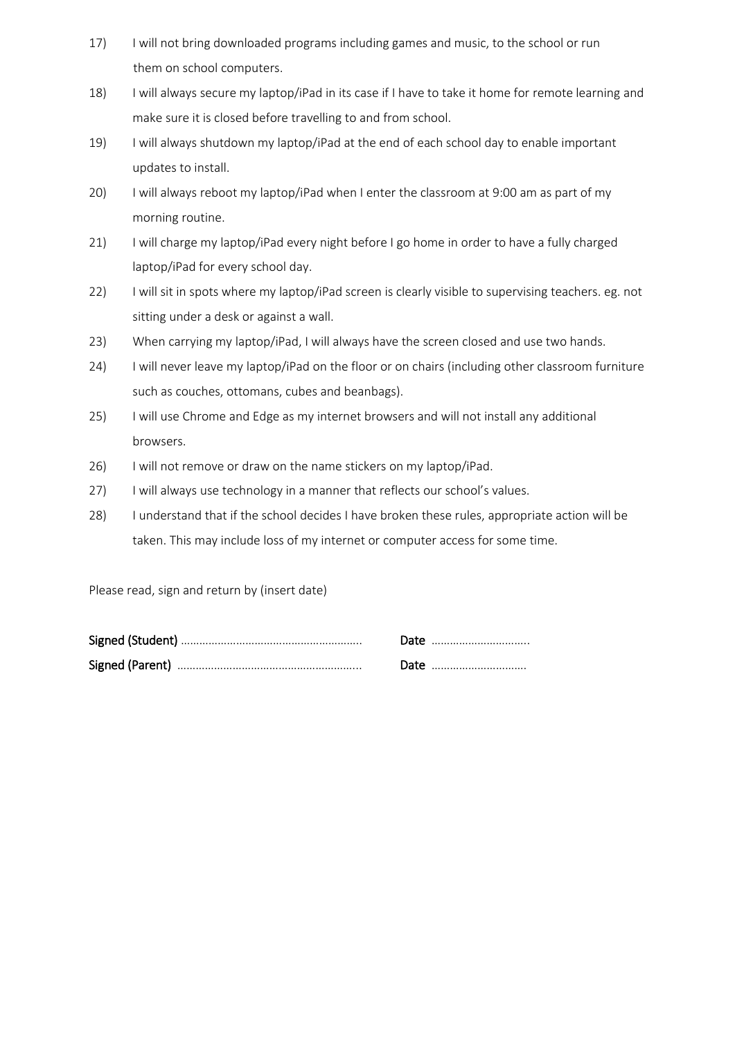17) I will not bring downloaded programs including games and music, to the school or run them on school computers.

18) I will always secure my laptop/iPad in its case if I have to take it home for remote learning and make sure it is closed before travelling to and from school.

19) I will always shutdown my laptop/iPad at the end of each school day to enable important updates to install.

20) I will always reboot my laptop/iPad when I enter the classroom at 9:00 am as part of my morning routine.

21) I will charge my laptop/iPad every night before I go home in order to have a fully charged laptop/iPad for every school day.

22) I will sit in spots where my laptop/iPad screen is clearly visible to supervising teachers. eg. not sitting under a desk or against a wall.

23) When carrying my laptop/iPad, I will always have the screen closed and use two hands.

24) I will never leave my laptop/iPad on the floor or on chairs (including other classroom furniture such as couches, ottomans, cubes and beanbags).

25) I will use Chrome and Edge as my internet browsers and will not install any additional browsers.

26) I will not remove or draw on the name stickers on my laptop/iPad.

27) I will always use technology in a manner that reflects our school's values.

28) I understand that if the school decides I have broken these rules, appropriate action will be taken. This may include loss of my internet or computer access for some time.

Please read, sign and return by (insert date)

**Signed (Student)** ………………………………………………….. **Date** …………………………..

**Signed (Parent)** ………………………………………………….. **Date** ………………………….